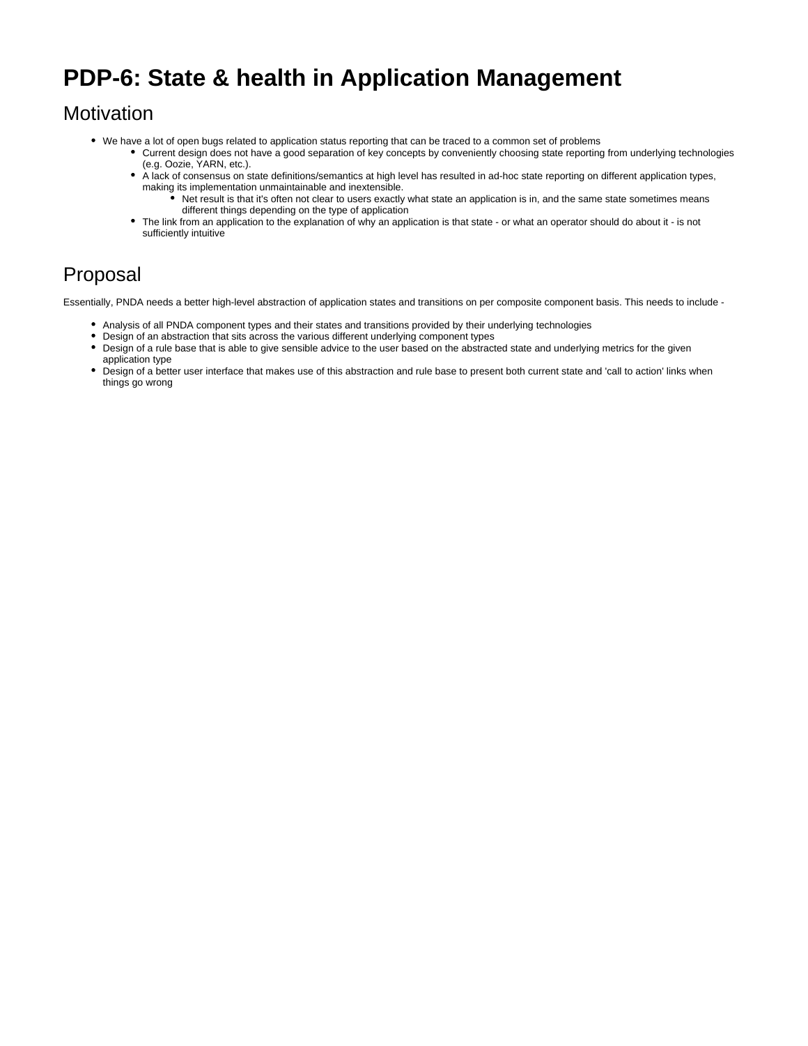# PDP-6: State & health in Application Management

## Motivation

- We have a lot of open bugs related to application status reporting that can be traced to a common set of problems
    - Current design does not have a good separation of key concepts by conveniently choosing state reporting from underlying technologies (e.g. Oozie, YARN, etc.).
    - A lack of consensus on state definitions/semantics at high level has resulted in ad-hoc state reporting on different application types, making its implementation unmaintainable and inextensible.
        - Net result is that it's often not clear to users exactly what state an application is in, and the same state sometimes means different things depending on the type of application
    - The link from an application to the explanation of why an application is that state - or what an operator should do about it - is not sufficiently intuitive

## Proposal

Essentially, PNDA needs a better high-level abstraction of application states and transitions on per composite component basis. This needs to include -

- Analysis of all PNDA component types and their states and transitions provided by their underlying technologies
- Design of an abstraction that sits across the various different underlying component types
- Design of a rule base that is able to give sensible advice to the user based on the abstracted state and underlying metrics for the given application type
- Design of a better user interface that makes use of this abstraction and rule base to present both current state and 'call to action' links when things go wrong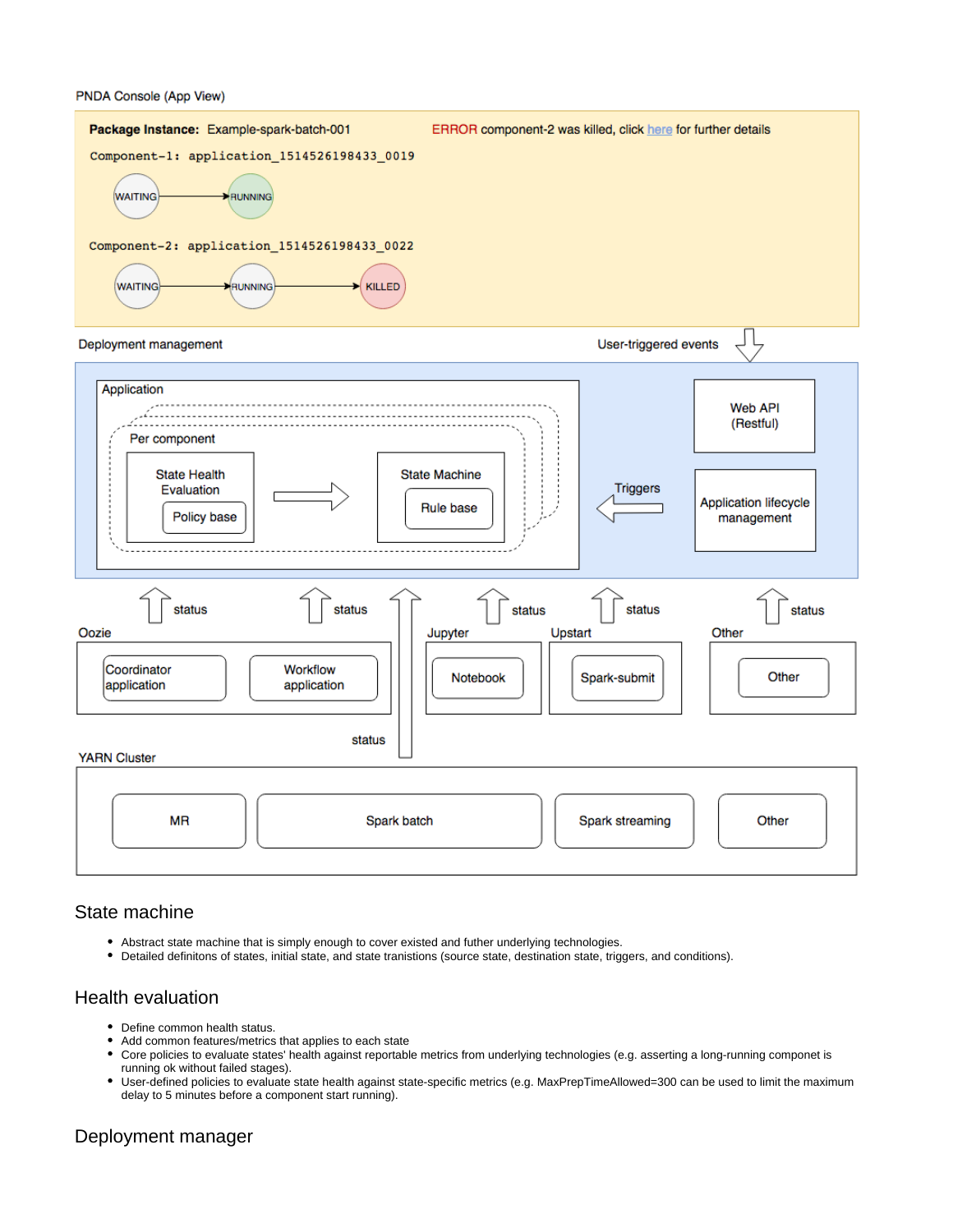PNDA Console (App View)

**Package Instance:** Example-spark-batch-001

ERROR component-2 was killed, click here for further details

```
Component-1: application_1514526198433_0019
```

WAITING → RUNNING

```
Component-2: application_1514526198433_0022
```

WAITING → RUNNING → KILLED

Deployment management

User-triggered events

Application

Per component

State Health Evaluation — Policy base → State Machine — Rule base

Triggers

Web API (Restful)

Application lifecycle management

status

Oozie: Coordinator application, Workflow application

Jupyter: Notebook

Upstart: Spark-submit

Other: Other

YARN Cluster: MR, Spark batch, Spark streaming, Other

## State machine

- Abstract state machine that is simply enough to cover existed and futher underlying technologies.
- Detailed definitons of states, initial state, and state tranistions (source state, destination state, triggers, and conditions).

## Health evaluation

- Define common health status.
- Add common features/metrics that applies to each state
- Core policies to evaluate states' health against reportable metrics from underlying technologies (e.g. asserting a long-running componet is running ok without failed stages).
- User-defined policies to evaluate state health against state-specific metrics (e.g. MaxPrepTimeAllowed=300 can be used to limit the maximum delay to 5 minutes before a component start running).

## Deployment manager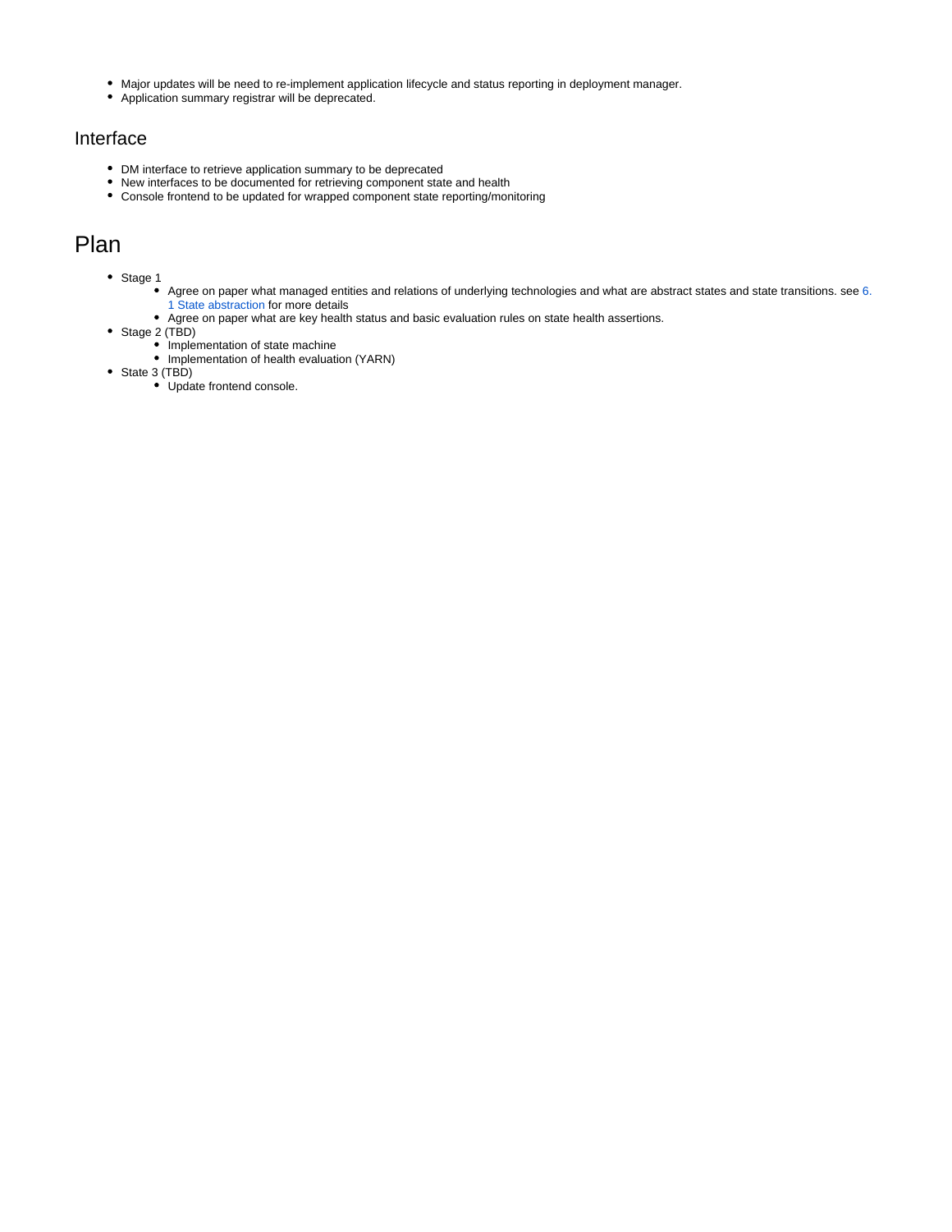- Major updates will be need to re-implement application lifecycle and status reporting in deployment manager.
- Application summary registrar will be deprecated.

## Interface

- DM interface to retrieve application summary to be deprecated
- New interfaces to be documented for retrieving component state and health
- Console frontend to be updated for wrapped component state reporting/monitoring

# Plan

- Stage 1
  - Agree on paper what managed entities and relations of underlying technologies and what are abstract states and state transitions. see 6.1 State abstraction for more details
  - Agree on paper what are key health status and basic evaluation rules on state health assertions.
- Stage 2 (TBD)
  - Implementation of state machine
  - Implementation of health evaluation (YARN)
- State 3 (TBD)
  - Update frontend console.